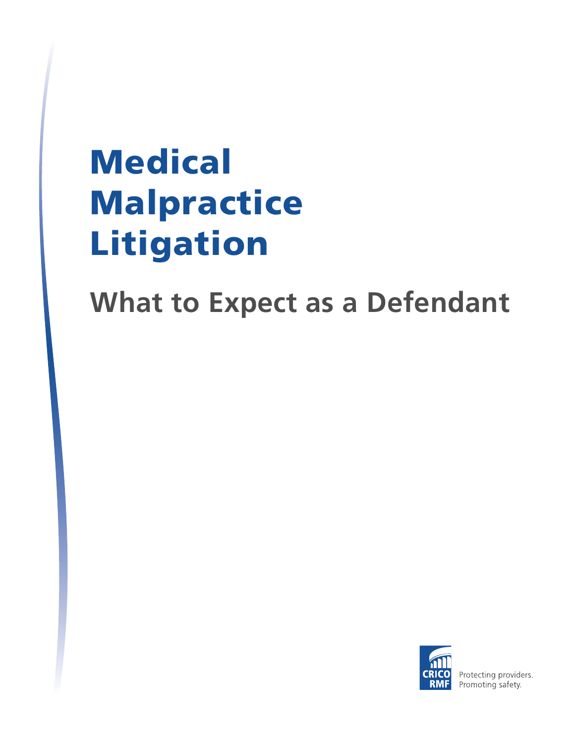# Medical Malpractice Litigation

## What to Expect as a Defendant

CRICO RMF

Protecting providers.
Promoting safety.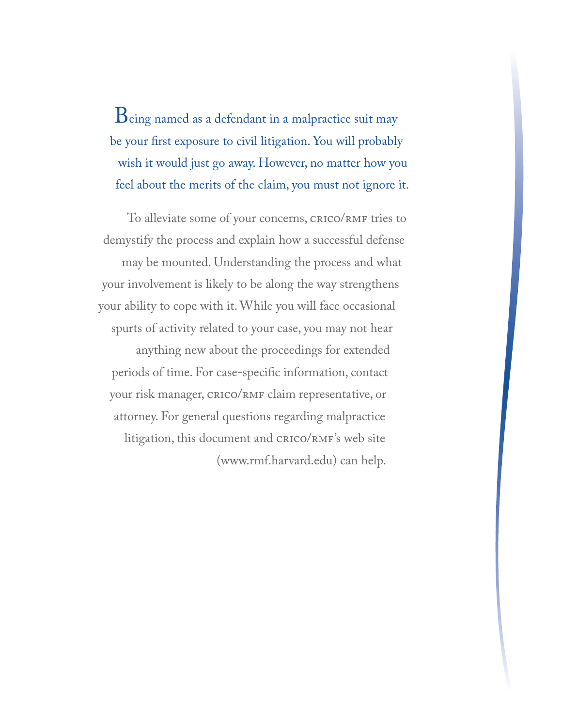Being named as a defendant in a malpractice suit may be your first exposure to civil litigation. You will probably wish it would just go away. However, no matter how you feel about the merits of the claim, you must not ignore it.

To alleviate some of your concerns, CRICO/RMF tries to demystify the process and explain how a successful defense may be mounted. Understanding the process and what your involvement is likely to be along the way strengthens your ability to cope with it. While you will face occasional spurts of activity related to your case, you may not hear anything new about the proceedings for extended periods of time. For case-specific information, contact your risk manager, CRICO/RMF claim representative, or attorney. For general questions regarding malpractice litigation, this document and CRICO/RMF's web site (www.rmf.harvard.edu) can help.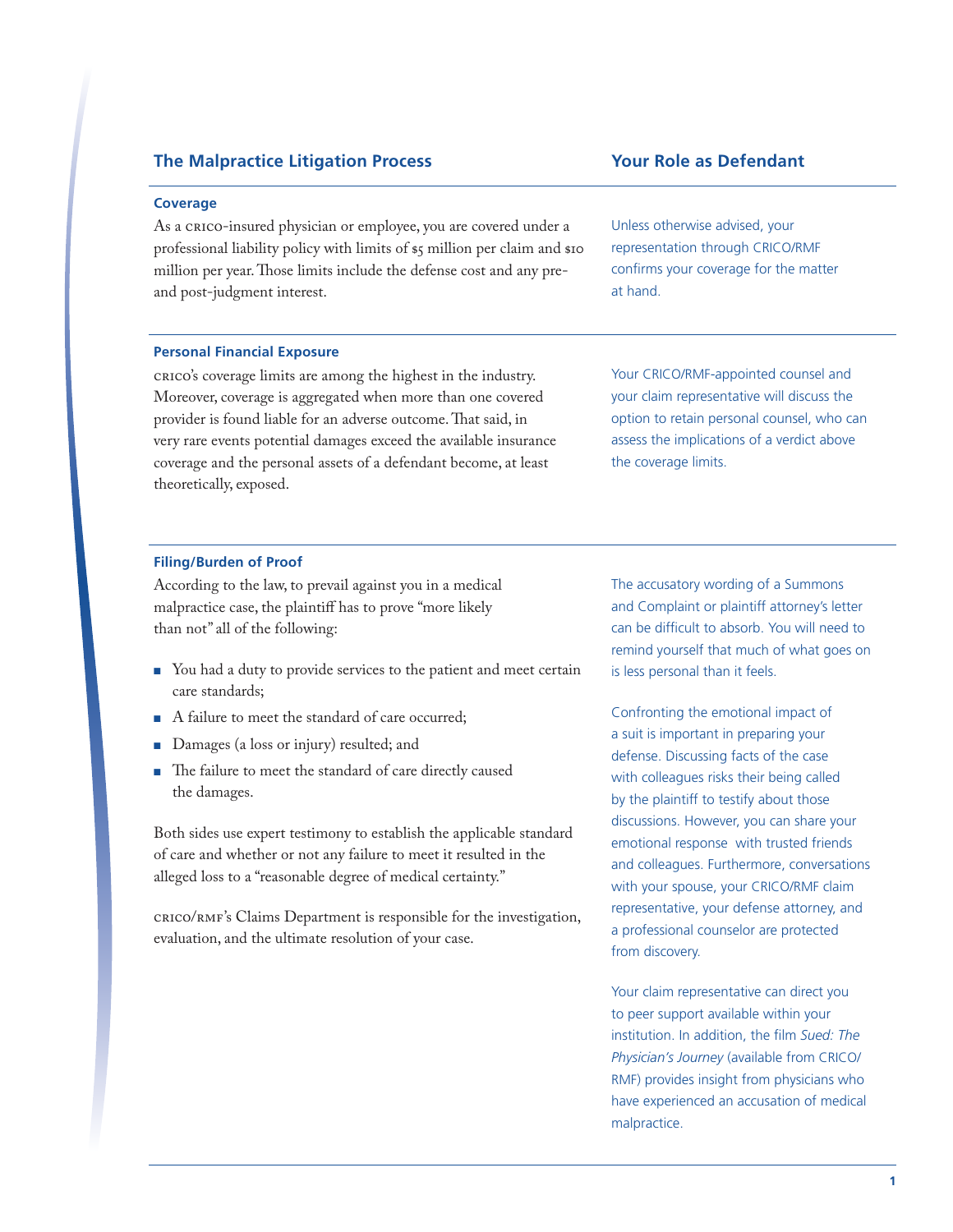## The Malpractice Litigation Process

## Your Role as Defendant

### Coverage

As a CRICO-insured physician or employee, you are covered under a professional liability policy with limits of $5 million per claim and $10 million per year. Those limits include the defense cost and any pre- and post-judgment interest.

Unless otherwise advised, your representation through CRICO/RMF confirms your coverage for the matter at hand.

### Personal Financial Exposure

CRICO's coverage limits are among the highest in the industry. Moreover, coverage is aggregated when more than one covered provider is found liable for an adverse outcome. That said, in very rare events potential damages exceed the available insurance coverage and the personal assets of a defendant become, at least theoretically, exposed.

Your CRICO/RMF-appointed counsel and your claim representative will discuss the option to retain personal counsel, who can assess the implications of a verdict above the coverage limits.

### Filing/Burden of Proof

According to the law, to prevail against you in a medical malpractice case, the plaintiff has to prove "more likely than not" all of the following:

- You had a duty to provide services to the patient and meet certain care standards;
- A failure to meet the standard of care occurred;
- Damages (a loss or injury) resulted; and
- The failure to meet the standard of care directly caused the damages.

Both sides use expert testimony to establish the applicable standard of care and whether or not any failure to meet it resulted in the alleged loss to a "reasonable degree of medical certainty."

CRICO/RMF's Claims Department is responsible for the investigation, evaluation, and the ultimate resolution of your case.

The accusatory wording of a Summons and Complaint or plaintiff attorney's letter can be difficult to absorb. You will need to remind yourself that much of what goes on is less personal than it feels.

Confronting the emotional impact of a suit is important in preparing your defense. Discussing facts of the case with colleagues risks their being called by the plaintiff to testify about those discussions. However, you can share your emotional response with trusted friends and colleagues. Furthermore, conversations with your spouse, your CRICO/RMF claim representative, your defense attorney, and a professional counselor are protected from discovery.

Your claim representative can direct you to peer support available within your institution. In addition, the film *Sued: The Physician's Journey* (available from CRICO/RMF) provides insight from physicians who have experienced an accusation of medical malpractice.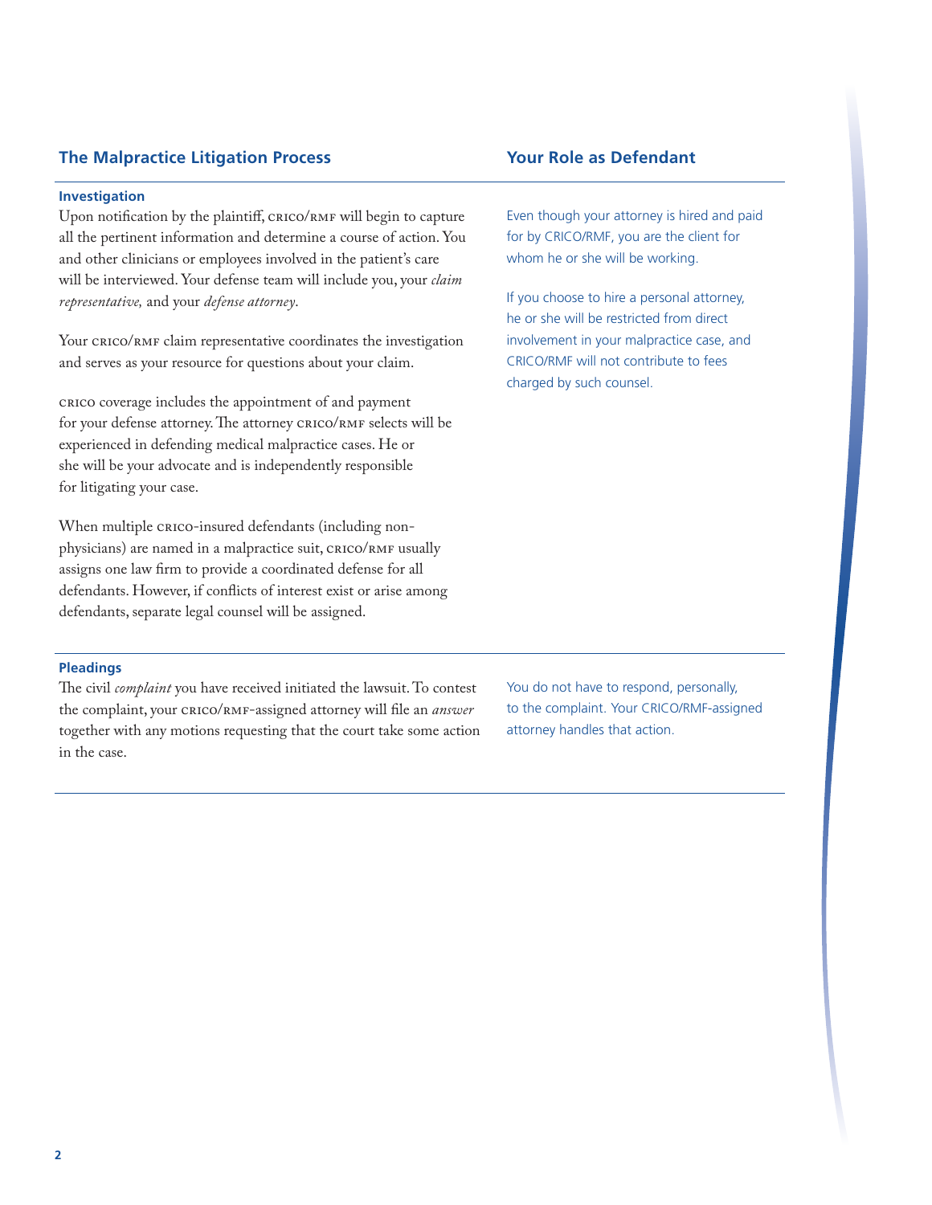## The Malpractice Litigation Process

## Your Role as Defendant

### Investigation

Upon notification by the plaintiff, CRICO/RMF will begin to capture all the pertinent information and determine a course of action. You and other clinicians or employees involved in the patient's care will be interviewed. Your defense team will include you, your *claim representative,* and your *defense attorney*.

Your CRICO/RMF claim representative coordinates the investigation and serves as your resource for questions about your claim.

CRICO coverage includes the appointment of and payment for your defense attorney. The attorney CRICO/RMF selects will be experienced in defending medical malpractice cases. He or she will be your advocate and is independently responsible for litigating your case.

When multiple CRICO-insured defendants (including non-physicians) are named in a malpractice suit, CRICO/RMF usually assigns one law firm to provide a coordinated defense for all defendants. However, if conflicts of interest exist or arise among defendants, separate legal counsel will be assigned.

Even though your attorney is hired and paid for by CRICO/RMF, you are the client for whom he or she will be working.

If you choose to hire a personal attorney, he or she will be restricted from direct involvement in your malpractice case, and CRICO/RMF will not contribute to fees charged by such counsel.

### Pleadings

The civil *complaint* you have received initiated the lawsuit. To contest the complaint, your CRICO/RMF-assigned attorney will file an *answer* together with any motions requesting that the court take some action in the case.

You do not have to respond, personally, to the complaint. Your CRICO/RMF-assigned attorney handles that action.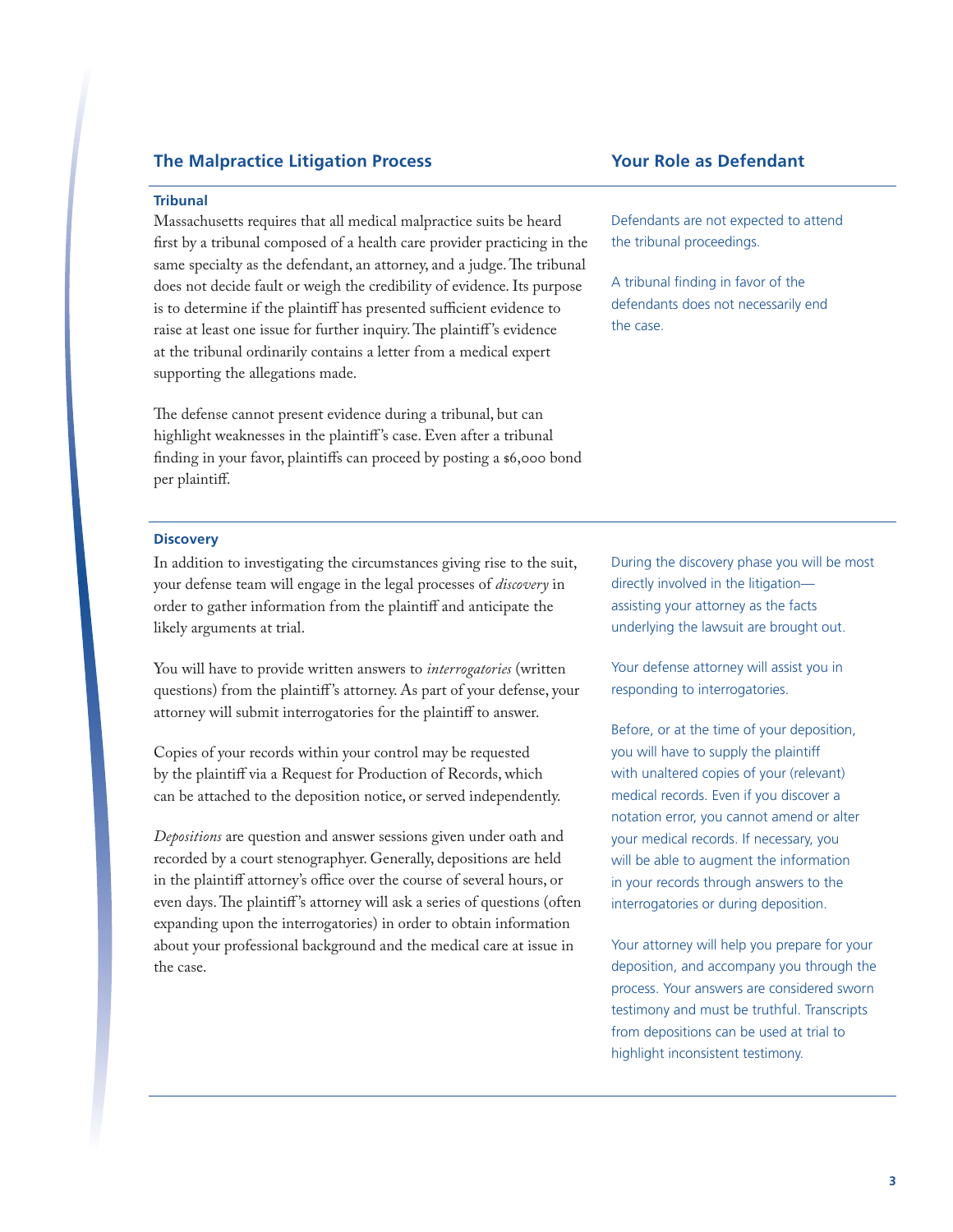## The Malpractice Litigation Process

## Your Role as Defendant

### Tribunal

Massachusetts requires that all medical malpractice suits be heard first by a tribunal composed of a health care provider practicing in the same specialty as the defendant, an attorney, and a judge. The tribunal does not decide fault or weigh the credibility of evidence. Its purpose is to determine if the plaintiff has presented sufficient evidence to raise at least one issue for further inquiry. The plaintiff's evidence at the tribunal ordinarily contains a letter from a medical expert supporting the allegations made.

The defense cannot present evidence during a tribunal, but can highlight weaknesses in the plaintiff's case. Even after a tribunal finding in your favor, plaintiffs can proceed by posting a $6,000 bond per plaintiff.

Defendants are not expected to attend the tribunal proceedings.

A tribunal finding in favor of the defendants does not necessarily end the case.

### Discovery

In addition to investigating the circumstances giving rise to the suit, your defense team will engage in the legal processes of *discovery* in order to gather information from the plaintiff and anticipate the likely arguments at trial.

You will have to provide written answers to *interrogatories* (written questions) from the plaintiff's attorney. As part of your defense, your attorney will submit interrogatories for the plaintiff to answer.

Copies of your records within your control may be requested by the plaintiff via a Request for Production of Records, which can be attached to the deposition notice, or served independently.

*Depositions* are question and answer sessions given under oath and recorded by a court stenographer. Generally, depositions are held in the plaintiff attorney's office over the course of several hours, or even days. The plaintiff's attorney will ask a series of questions (often expanding upon the interrogatories) in order to obtain information about your professional background and the medical care at issue in the case.

During the discovery phase you will be most directly involved in the litigation—assisting your attorney as the facts underlying the lawsuit are brought out.

Your defense attorney will assist you in responding to interrogatories.

Before, or at the time of your deposition, you will have to supply the plaintiff with unaltered copies of your (relevant) medical records. Even if you discover a notation error, you cannot amend or alter your medical records. If necessary, you will be able to augment the information in your records through answers to the interrogatories or during deposition.

Your attorney will help you prepare for your deposition, and accompany you through the process. Your answers are considered sworn testimony and must be truthful. Transcripts from depositions can be used at trial to highlight inconsistent testimony.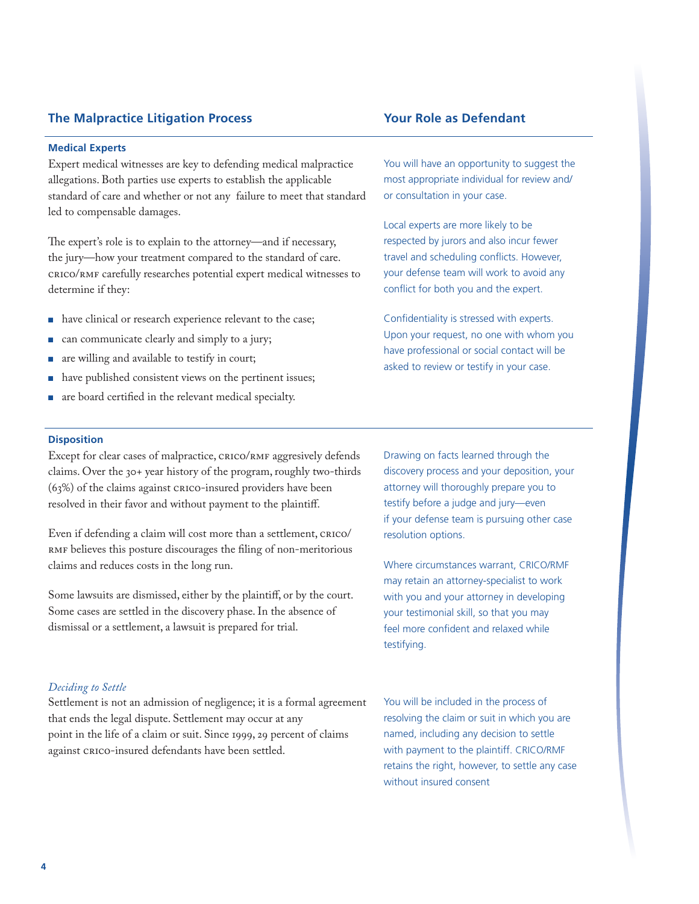## The Malpractice Litigation Process

## Your Role as Defendant

### Medical Experts

Expert medical witnesses are key to defending medical malpractice allegations. Both parties use experts to establish the applicable standard of care and whether or not any failure to meet that standard led to compensable damages.

The expert's role is to explain to the attorney—and if necessary, the jury—how your treatment compared to the standard of care. CRICO/RMF carefully researches potential expert medical witnesses to determine if they:

- have clinical or research experience relevant to the case;
- can communicate clearly and simply to a jury;
- are willing and available to testify in court;
- have published consistent views on the pertinent issues;
- are board certified in the relevant medical specialty.

You will have an opportunity to suggest the most appropriate individual for review and/or consultation in your case.

Local experts are more likely to be respected by jurors and also incur fewer travel and scheduling conflicts. However, your defense team will work to avoid any conflict for both you and the expert.

Confidentiality is stressed with experts. Upon your request, no one with whom you have professional or social contact will be asked to review or testify in your case.

### Disposition

Except for clear cases of malpractice, CRICO/RMF aggresively defends claims. Over the 30+ year history of the program, roughly two-thirds (63%) of the claims against CRICO-insured providers have been resolved in their favor and without payment to the plaintiff.

Even if defending a claim will cost more than a settlement, CRICO/RMF believes this posture discourages the filing of non-meritorious claims and reduces costs in the long run.

Some lawsuits are dismissed, either by the plaintiff, or by the court. Some cases are settled in the discovery phase. In the absence of dismissal or a settlement, a lawsuit is prepared for trial.

Drawing on facts learned through the discovery process and your deposition, your attorney will thoroughly prepare you to testify before a judge and jury—even if your defense team is pursuing other case resolution options.

Where circumstances warrant, CRICO/RMF may retain an attorney-specialist to work with you and your attorney in developing your testimonial skill, so that you may feel more confident and relaxed while testifying.

*Deciding to Settle*

Settlement is not an admission of negligence; it is a formal agreement that ends the legal dispute. Settlement may occur at any point in the life of a claim or suit. Since 1999, 29 percent of claims against CRICO-insured defendants have been settled.

You will be included in the process of resolving the claim or suit in which you are named, including any decision to settle with payment to the plaintiff. CRICO/RMF retains the right, however, to settle any case without insured consent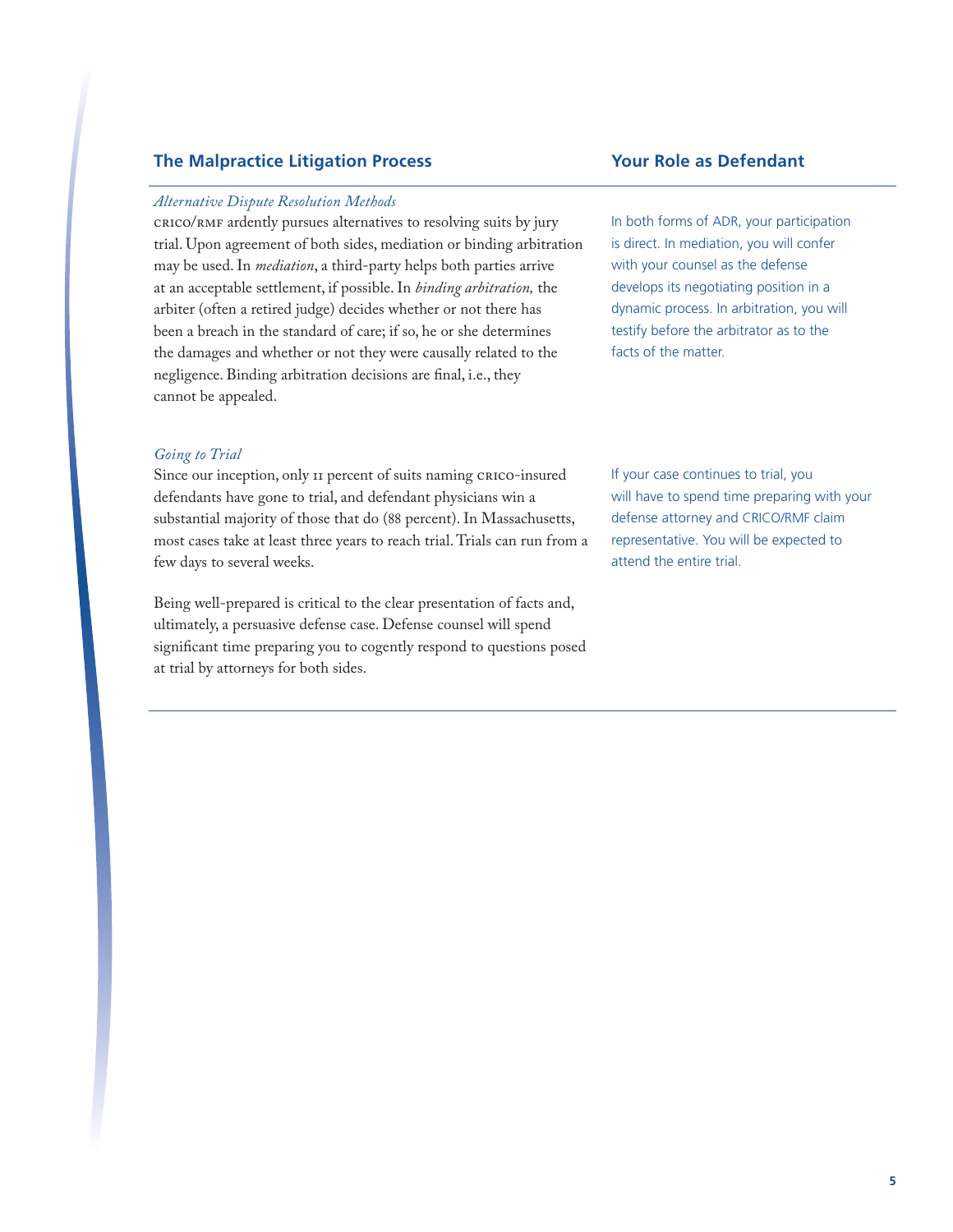## The Malpractice Litigation Process

### *Alternative Dispute Resolution Methods*

CRICO/RMF ardently pursues alternatives to resolving suits by jury trial. Upon agreement of both sides, mediation or binding arbitration may be used. In *mediation*, a third-party helps both parties arrive at an acceptable settlement, if possible. In *binding arbitration,* the arbiter (often a retired judge) decides whether or not there has been a breach in the standard of care; if so, he or she determines the damages and whether or not they were causally related to the negligence. Binding arbitration decisions are final, i.e., they cannot be appealed.

## Your Role as Defendant

In both forms of ADR, your participation is direct. In mediation, you will confer with your counsel as the defense develops its negotiating position in a dynamic process. In arbitration, you will testify before the arbitrator as to the facts of the matter.

### *Going to Trial*

Since our inception, only 11 percent of suits naming CRICO-insured defendants have gone to trial, and defendant physicians win a substantial majority of those that do (88 percent). In Massachusetts, most cases take at least three years to reach trial. Trials can run from a few days to several weeks.

Being well-prepared is critical to the clear presentation of facts and, ultimately, a persuasive defense case. Defense counsel will spend significant time preparing you to cogently respond to questions posed at trial by attorneys for both sides.

If your case continues to trial, you will have to spend time preparing with your defense attorney and CRICO/RMF claim representative. You will be expected to attend the entire trial.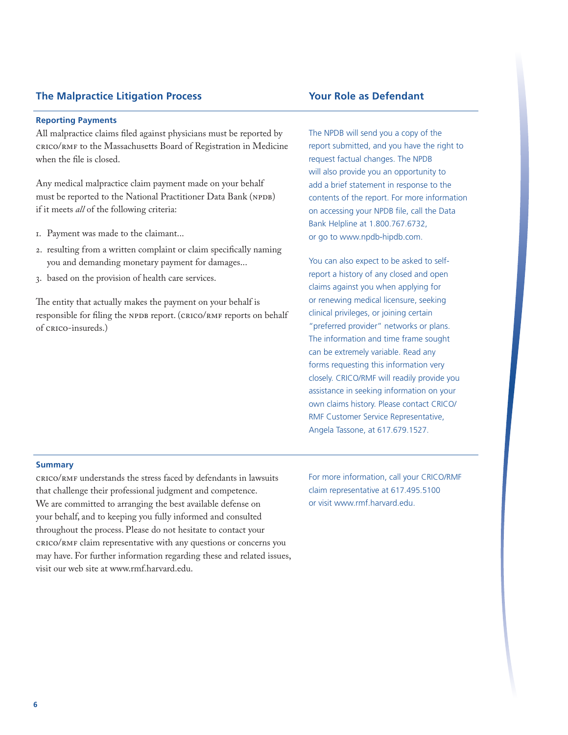## The Malpractice Litigation Process

### Reporting Payments

All malpractice claims filed against physicians must be reported by CRICO/RMF to the Massachusetts Board of Registration in Medicine when the file is closed.

Any medical malpractice claim payment made on your behalf must be reported to the National Practitioner Data Bank (NPDB) if it meets *all* of the following criteria:

1. Payment was made to the claimant…
2. resulting from a written complaint or claim specifically naming you and demanding monetary payment for damages…
3. based on the provision of health care services.

The entity that actually makes the payment on your behalf is responsible for filing the NPDB report. (CRICO/RMF reports on behalf of CRICO-insureds.)

## Your Role as Defendant

The NPDB will send you a copy of the report submitted, and you have the right to request factual changes. The NPDB will also provide you an opportunity to add a brief statement in response to the contents of the report. For more information on accessing your NPDB file, call the Data Bank Helpline at 1.800.767.6732, or go to www.npdb-hipdb.com.

You can also expect to be asked to self-report a history of any closed and open claims against you when applying for or renewing medical licensure, seeking clinical privileges, or joining certain "preferred provider" networks or plans. The information and time frame sought can be extremely variable. Read any forms requesting this information very closely. CRICO/RMF will readily provide you assistance in seeking information on your own claims history. Please contact CRICO/RMF Customer Service Representative, Angela Tassone, at 617.679.1527.

### Summary

CRICO/RMF understands the stress faced by defendants in lawsuits that challenge their professional judgment and competence. We are committed to arranging the best available defense on your behalf, and to keeping you fully informed and consulted throughout the process. Please do not hesitate to contact your CRICO/RMF claim representative with any questions or concerns you may have. For further information regarding these and related issues, visit our web site at www.rmf.harvard.edu.

For more information, call your CRICO/RMF claim representative at 617.495.5100 or visit www.rmf.harvard.edu.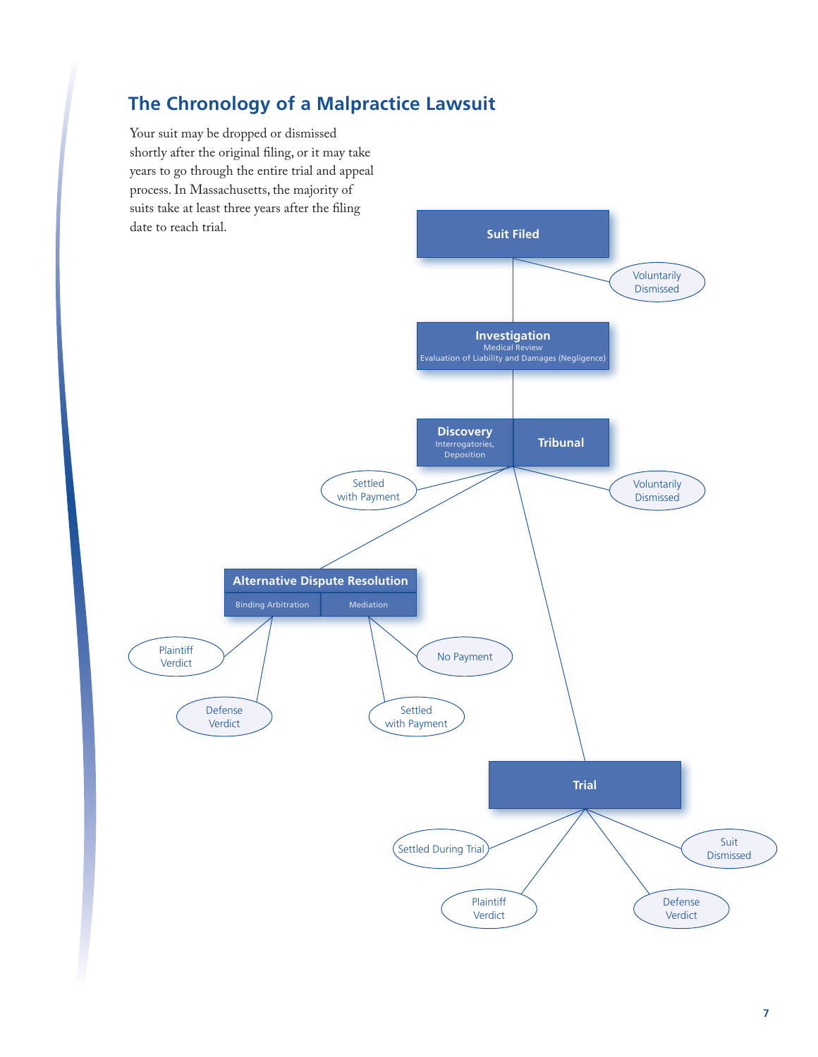## The Chronology of a Malpractice Lawsuit

Your suit may be dropped or dismissed shortly after the original filing, or it may take years to go through the entire trial and appeal process. In Massachusetts, the majority of suits take at least three years after the filing date to reach trial.

**Suit Filed**

Voluntarily Dismissed

**Investigation**
Medical Review
Evaluation of Liability and Damages (Negligence)

**Discovery**
Interrogatories, Deposition

**Tribunal**

Settled with Payment

Voluntarily Dismissed

**Alternative Dispute Resolution**

Binding Arbitration

Mediation

Plaintiff Verdict

Defense Verdict

No Payment

Settled with Payment

**Trial**

Settled During Trial

Suit Dismissed

Plaintiff Verdict

Defense Verdict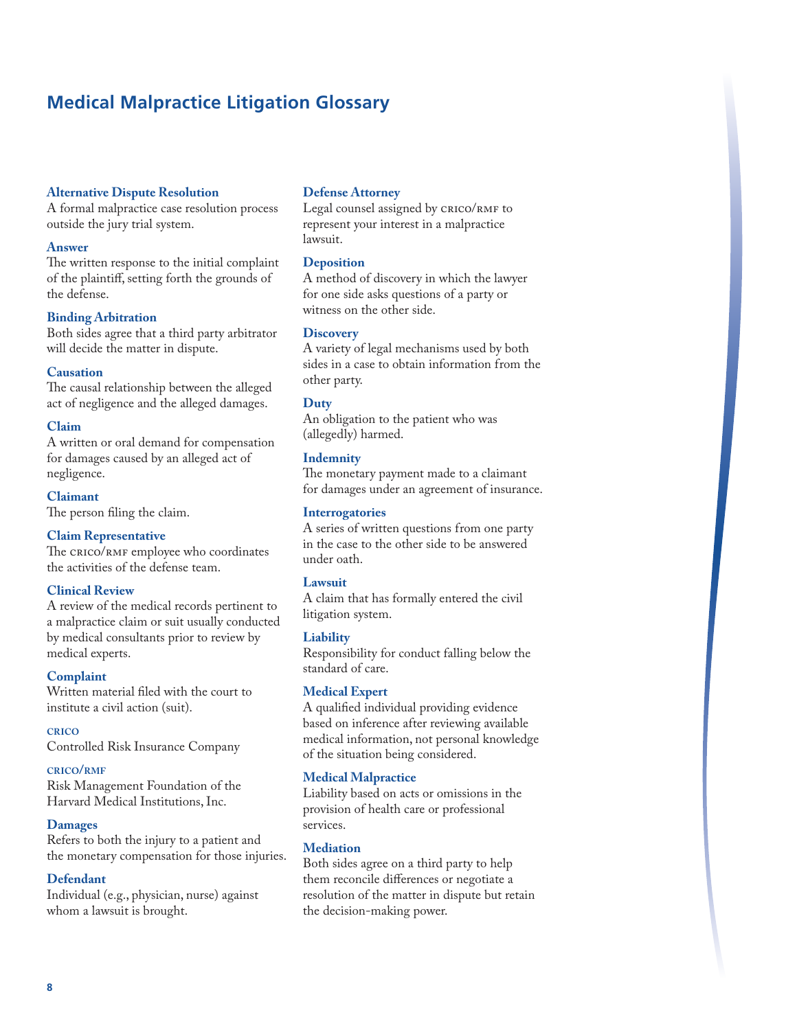# Medical Malpractice Litigation Glossary

**Alternative Dispute Resolution**
A formal malpractice case resolution process outside the jury trial system.

**Answer**
The written response to the initial complaint of the plaintiff, setting forth the grounds of the defense.

**Binding Arbitration**
Both sides agree that a third party arbitrator will decide the matter in dispute.

**Causation**
The causal relationship between the alleged act of negligence and the alleged damages.

**Claim**
A written or oral demand for compensation for damages caused by an alleged act of negligence.

**Claimant**
The person filing the claim.

**Claim Representative**
The CRICO/RMF employee who coordinates the activities of the defense team.

**Clinical Review**
A review of the medical records pertinent to a malpractice claim or suit usually conducted by medical consultants prior to review by medical experts.

**Complaint**
Written material filed with the court to institute a civil action (suit).

**CRICO**
Controlled Risk Insurance Company

**CRICO/RMF**
Risk Management Foundation of the Harvard Medical Institutions, Inc.

**Damages**
Refers to both the injury to a patient and the monetary compensation for those injuries.

**Defendant**
Individual (e.g., physician, nurse) against whom a lawsuit is brought.

**Defense Attorney**
Legal counsel assigned by CRICO/RMF to represent your interest in a malpractice lawsuit.

**Deposition**
A method of discovery in which the lawyer for one side asks questions of a party or witness on the other side.

**Discovery**
A variety of legal mechanisms used by both sides in a case to obtain information from the other party.

**Duty**
An obligation to the patient who was (allegedly) harmed.

**Indemnity**
The monetary payment made to a claimant for damages under an agreement of insurance.

**Interrogatories**
A series of written questions from one party in the case to the other side to be answered under oath.

**Lawsuit**
A claim that has formally entered the civil litigation system.

**Liability**
Responsibility for conduct falling below the standard of care.

**Medical Expert**
A qualified individual providing evidence based on inference after reviewing available medical information, not personal knowledge of the situation being considered.

**Medical Malpractice**
Liability based on acts or omissions in the provision of health care or professional services.

**Mediation**
Both sides agree on a third party to help them reconcile differences or negotiate a resolution of the matter in dispute but retain the decision-making power.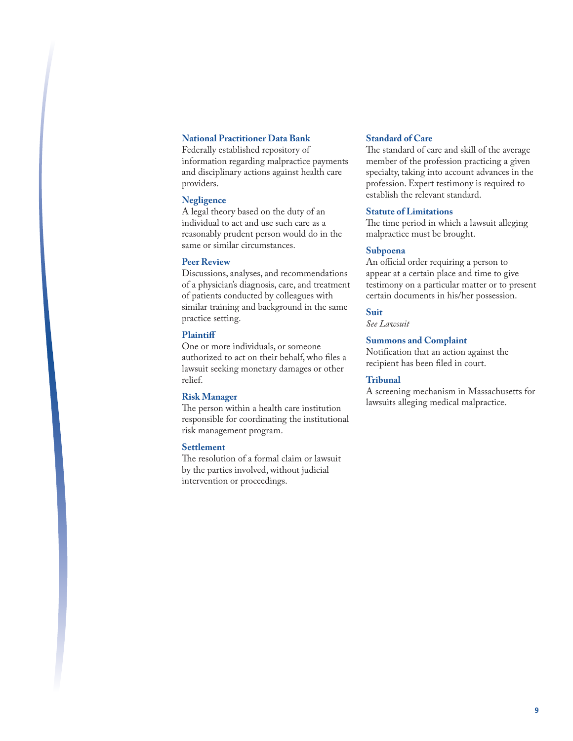**National Practitioner Data Bank**
Federally established repository of information regarding malpractice payments and disciplinary actions against health care providers.

**Negligence**
A legal theory based on the duty of an individual to act and use such care as a reasonably prudent person would do in the same or similar circumstances.

**Peer Review**
Discussions, analyses, and recommendations of a physician's diagnosis, care, and treatment of patients conducted by colleagues with similar training and background in the same practice setting.

**Plaintiff**
One or more individuals, or someone authorized to act on their behalf, who files a lawsuit seeking monetary damages or other relief.

**Risk Manager**
The person within a health care institution responsible for coordinating the institutional risk management program.

**Settlement**
The resolution of a formal claim or lawsuit by the parties involved, without judicial intervention or proceedings.

**Standard of Care**
The standard of care and skill of the average member of the profession practicing a given specialty, taking into account advances in the profession. Expert testimony is required to establish the relevant standard.

**Statute of Limitations**
The time period in which a lawsuit alleging malpractice must be brought.

**Subpoena**
An official order requiring a person to appear at a certain place and time to give testimony on a particular matter or to present certain documents in his/her possession.

**Suit**
*See Lawsuit*

**Summons and Complaint**
Notification that an action against the recipient has been filed in court.

**Tribunal**
A screening mechanism in Massachusetts for lawsuits alleging medical malpractice.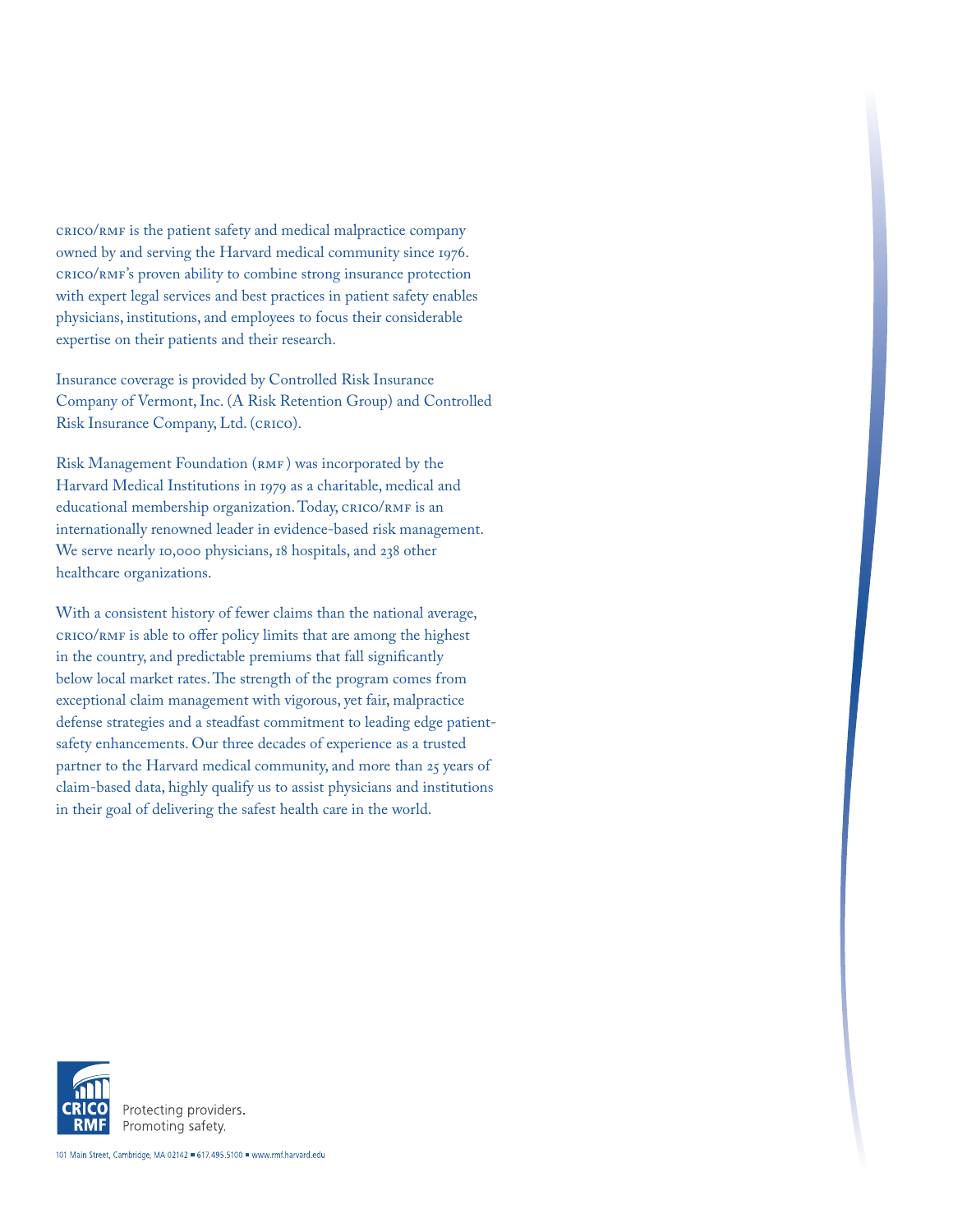CRICO/RMF is the patient safety and medical malpractice company owned by and serving the Harvard medical community since 1976. CRICO/RMF's proven ability to combine strong insurance protection with expert legal services and best practices in patient safety enables physicians, institutions, and employees to focus their considerable expertise on their patients and their research.

Insurance coverage is provided by Controlled Risk Insurance Company of Vermont, Inc. (A Risk Retention Group) and Controlled Risk Insurance Company, Ltd. (CRICO).

Risk Management Foundation (RMF) was incorporated by the Harvard Medical Institutions in 1979 as a charitable, medical and educational membership organization. Today, CRICO/RMF is an internationally renowned leader in evidence-based risk management. We serve nearly 10,000 physicians, 18 hospitals, and 238 other healthcare organizations.

With a consistent history of fewer claims than the national average, CRICO/RMF is able to offer policy limits that are among the highest in the country, and predictable premiums that fall significantly below local market rates. The strength of the program comes from exceptional claim management with vigorous, yet fair, malpractice defense strategies and a steadfast commitment to leading edge patient-safety enhancements. Our three decades of experience as a trusted partner to the Harvard medical community, and more than 25 years of claim-based data, highly qualify us to assist physicians and institutions in their goal of delivering the safest health care in the world.

CRICO RMF

Protecting providers.
Promoting safety.

101 Main Street, Cambridge, MA 02142 ■ 617.495.5100 ■ www.rmf.harvard.edu